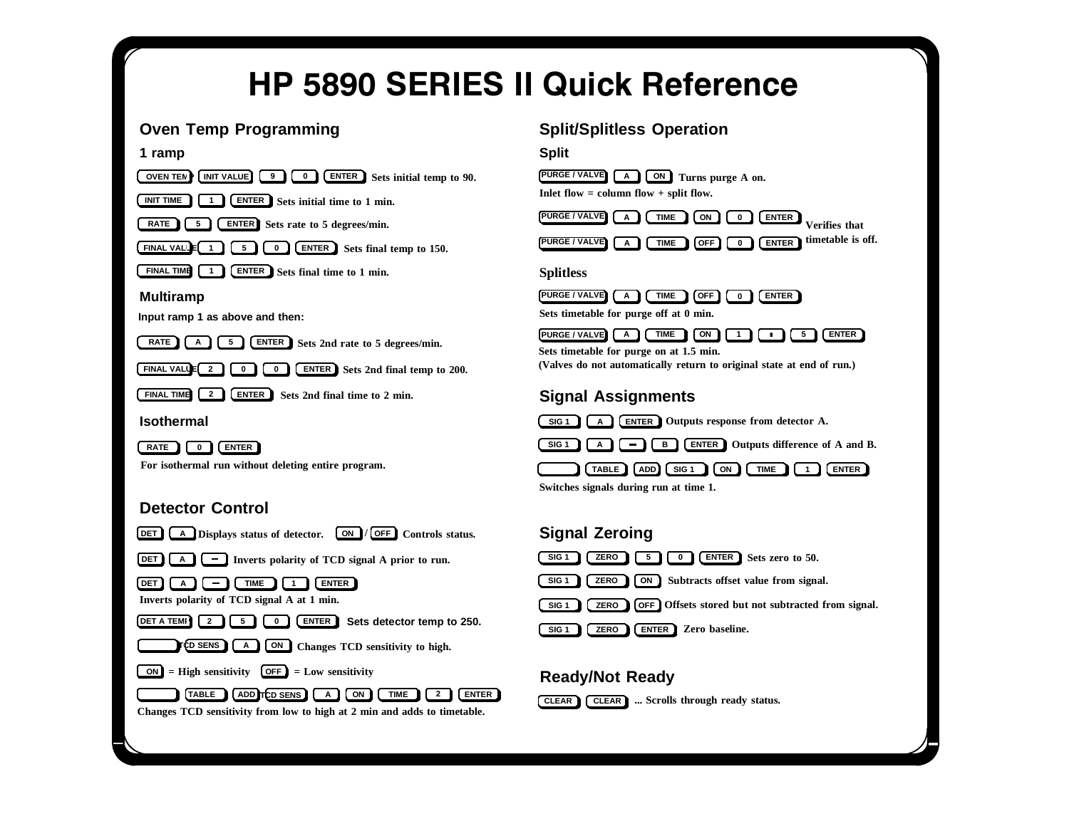# HP 5890 SERIES II Quick Reference

## Oven Temp Programming

### 1 ramp

[OVEN TEMP] [INIT VALUE] [9] [0] [ENTER] Sets initial temp to 90.

[INIT TIME] [1] [ENTER] Sets initial time to 1 min.

[RATE] [5] [ENTER] Sets rate to 5 degrees/min.

[FINAL VALUE] [1] [5] [0] [ENTER] Sets final temp to 150.

[FINAL TIME] [1] [ENTER] Sets final time to 1 min.

### Multiramp

Input ramp 1 as above and then:

[RATE] [A] [5] [ENTER] Sets 2nd rate to 5 degrees/min.

[FINAL VALUE] [2] [0] [0] [ENTER] Sets 2nd final temp to 200.

[FINAL TIME] [2] [ENTER] Sets 2nd final time to 2 min.

### Isothermal

[RATE] [0] [ENTER]

For isothermal run without deleting entire program.

## Detector Control

[DET] [A] Displays status of detector. [ON] / [OFF] Controls status.

[DET] [A] [–] Inverts polarity of TCD signal A prior to run.

[DET] [A] [–] [TIME] [1] [ENTER]

Inverts polarity of TCD signal A at 1 min.

[DET A TEMP] [2] [5] [0] [ENTER] Sets detector temp to 250.

[ ] [TCD SENS] [A] [ON] Changes TCD sensitivity to high.

[ON] = High sensitivity [OFF] = Low sensitivity

[ ] [TABLE] [ADD] [TCD SENS] [A] [ON] [TIME] [2] [ENTER]

Changes TCD sensitivity from low to high at 2 min and adds to timetable.

## Split/Splitless Operation

### Split

[PURGE / VALVE] [A] [ON] Turns purge A on.

Inlet flow = column flow + split flow.

[PURGE / VALVE] [A] [TIME] [ON] [0] [ENTER]

[PURGE / VALVE] [A] [TIME] [OFF] [0] [ENTER]

Verifies that timetable is off.

### Splitless

[PURGE / VALVE] [A] [TIME] [OFF] [0] [ENTER]

Sets timetable for purge off at 0 min.

[PURGE / VALVE] [A] [TIME] [ON] [1] [.] [5] [ENTER]

Sets timetable for purge on at 1.5 min.

(Valves do not automatically return to original state at end of run.)

## Signal Assignments

[SIG 1] [A] [ENTER] Outputs response from detector A.

[SIG 1] [A] [–] [B] [ENTER] Outputs difference of A and B.

[ ] [TABLE] [ADD] [SIG 1] [ON] [TIME] [1] [ENTER]

Switches signals during run at time 1.

## Signal Zeroing

[SIG 1] [ZERO] [5] [0] [ENTER] Sets zero to 50.

[SIG 1] [ZERO] [ON] Subtracts offset value from signal.

[SIG 1] [ZERO] [OFF] Offsets stored but not subtracted from signal.

[SIG 1] [ZERO] [ENTER] Zero baseline.

## Ready/Not Ready

[CLEAR] [CLEAR] ... Scrolls through ready status.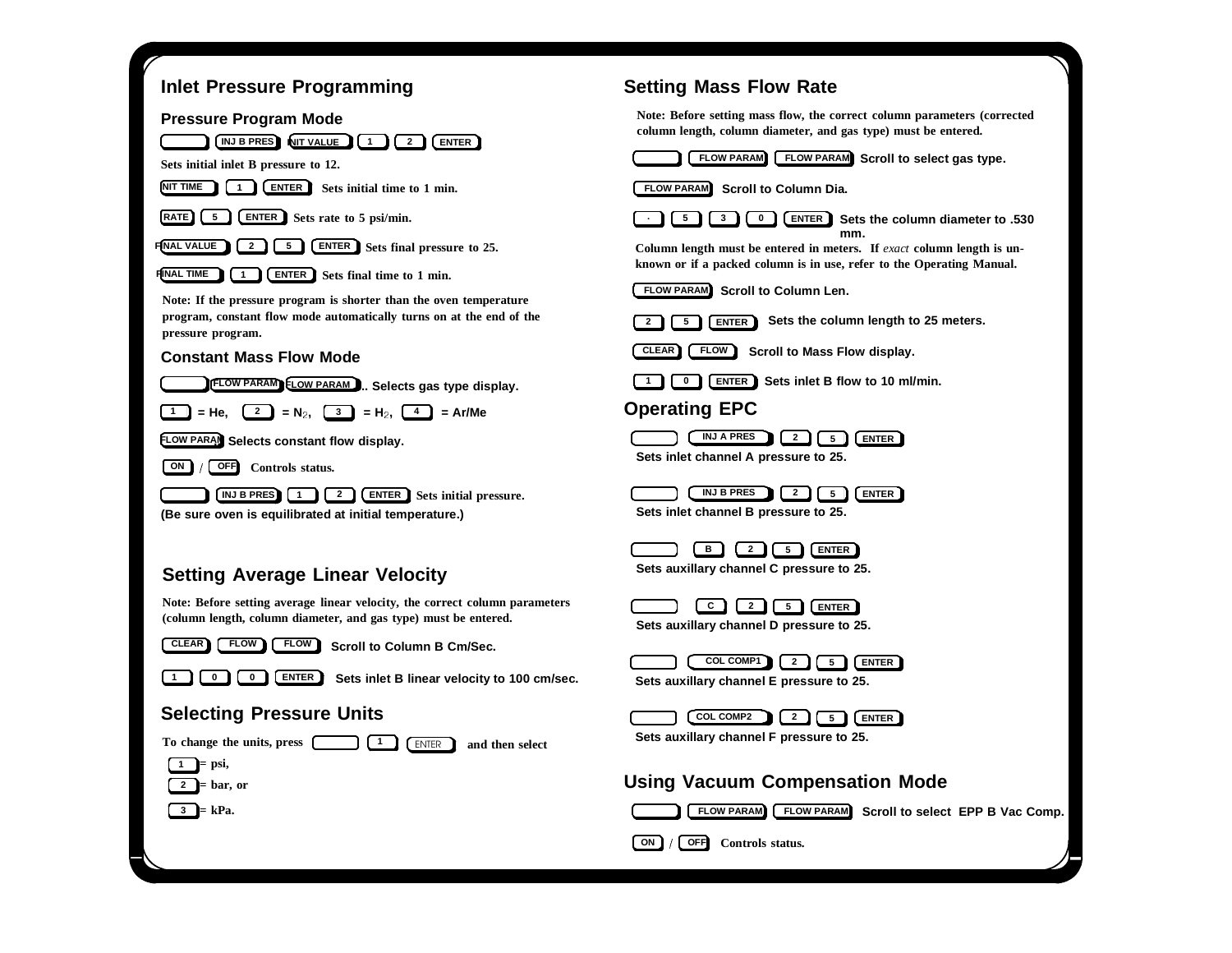## Inlet Pressure Programming

### Pressure Program Mode

[ ] [INJ B PRES] [INIT VALUE] [1] [2] [ENTER]

Sets initial inlet B pressure to 12.

[INIT TIME] [1] [ENTER] Sets initial time to 1 min.

[RATE] [5] [ENTER] Sets rate to 5 psi/min.

[FINAL VALUE] [2] [5] [ENTER] Sets final pressure to 25.

[FINAL TIME] [1] [ENTER] Sets final time to 1 min.

**Note: If the pressure program is shorter than the oven temperature program, constant flow mode automatically turns on at the end of the pressure program.**

### Constant Mass Flow Mode

[ ] [FLOW PARAM] [FLOW PARAM].. Selects gas type display.

[1] = He, [2] = $N_2$, [3] = $H_2$, [4] = Ar/Me

[FLOW PARAM] Selects constant flow display.

[ON] / [OFF] Controls status.

[ ] [INJ B PRES] [1] [2] [ENTER] Sets initial pressure.

(Be sure oven is equilibrated at initial temperature.)

## Setting Average Linear Velocity

**Note: Before setting average linear velocity, the correct column parameters (column length, column diameter, and gas type) must be entered.**

[CLEAR] [FLOW] [FLOW] Scroll to Column B Cm/Sec.

[1] [0] [0] [ENTER] Sets inlet B linear velocity to 100 cm/sec.

## Selecting Pressure Units

To change the units, press [ ] [1] [ENTER] and then select

[1] = psi,

[2] = bar, or

[3] = kPa.

## Setting Mass Flow Rate

**Note: Before setting mass flow, the correct column parameters (corrected column length, column diameter, and gas type) must be entered.**

[ ] [FLOW PARAM] [FLOW PARAM] Scroll to select gas type.

[FLOW PARAM] Scroll to Column Dia.

[.] [5] [3] [0] [ENTER] Sets the column diameter to .530 mm.

**Column length must be entered in meters. If *exact* column length is unknown or if a packed column is in use, refer to the Operating Manual.**

[FLOW PARAM] Scroll to Column Len.

[2] [5] [ENTER] Sets the column length to 25 meters.

[CLEAR] [FLOW] Scroll to Mass Flow display.

[1] [0] [ENTER] Sets inlet B flow to 10 ml/min.

## Operating EPC

[ ] [INJ A PRES] [2] [5] [ENTER]
Sets inlet channel A pressure to 25.

[ ] [INJ B PRES] [2] [5] [ENTER]
Sets inlet channel B pressure to 25.

[ ] [B] [2] [5] [ENTER]
Sets auxillary channel C pressure to 25.

[ ] [C] [2] [5] [ENTER]
Sets auxillary channel D pressure to 25.

[ ] [COL COMP1] [2] [5] [ENTER]
Sets auxillary channel E pressure to 25.

[ ] [COL COMP2] [2] [5] [ENTER]
Sets auxillary channel F pressure to 25.

## Using Vacuum Compensation Mode

[ ] [FLOW PARAM] [FLOW PARAM] Scroll to select EPP B Vac Comp.

[ON] / [OFF] Controls status.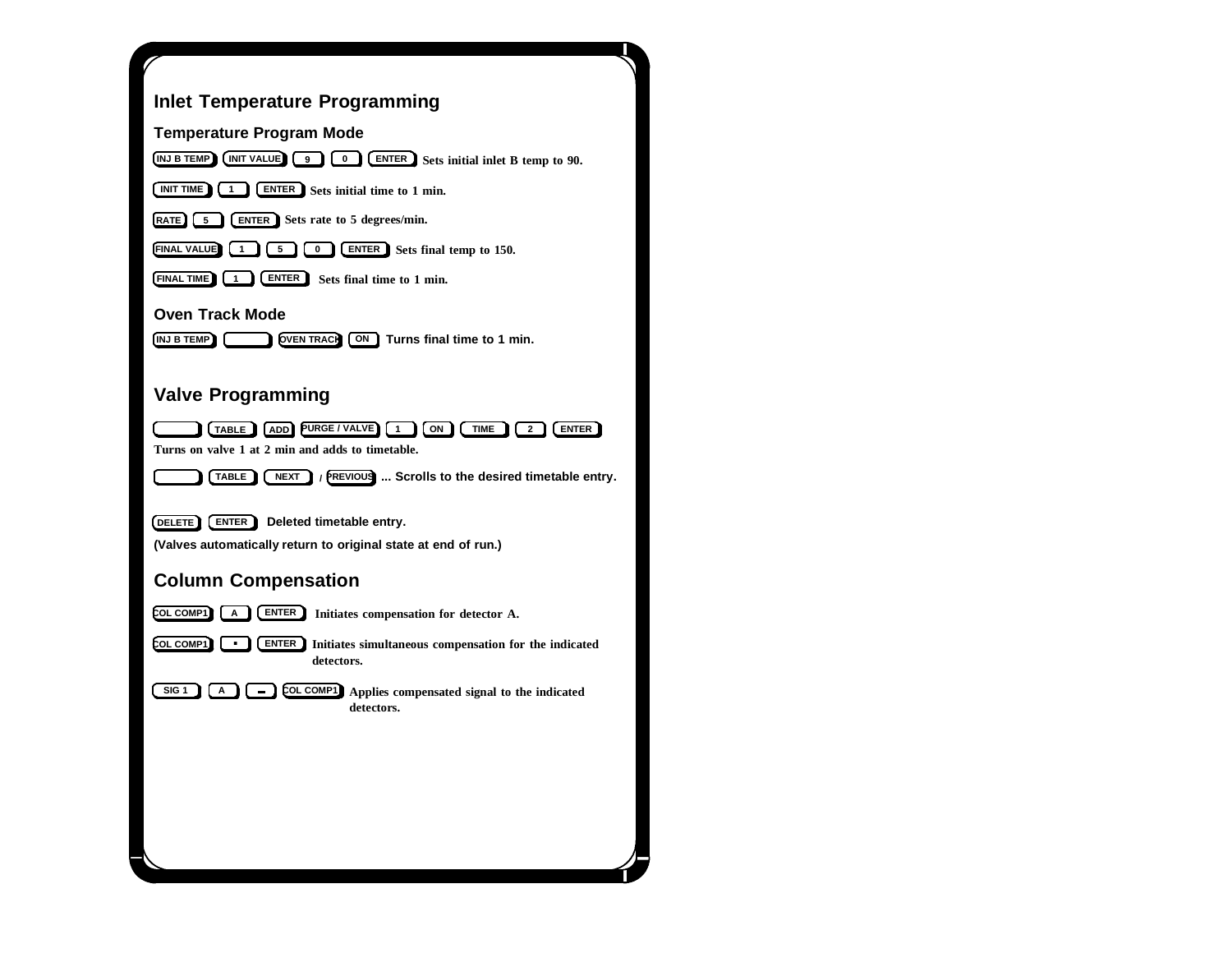## Inlet Temperature Programming

### Temperature Program Mode

[INJ B TEMP] [INIT VALUE] [9] [0] [ENTER] Sets initial inlet B temp to 90.

[INIT TIME] [1] [ENTER] Sets initial time to 1 min.

[RATE] [5] [ENTER] Sets rate to 5 degrees/min.

[FINAL VALUE] [1] [5] [0] [ENTER] Sets final temp to 150.

[FINAL TIME] [1] [ENTER] Sets final time to 1 min.

### Oven Track Mode

[INJ B TEMP] [ ] [OVEN TRACK] [ON] Turns final time to 1 min.

## Valve Programming

[ ] [TABLE] [ADD] [PURGE / VALVE] [1] [ON] [TIME] [2] [ENTER]

Turns on valve 1 at 2 min and adds to timetable.

[ ] [TABLE] [NEXT] / [PREVIOUS] ... Scrolls to the desired timetable entry.

[DELETE] [ENTER] Deleted timetable entry.

(Valves automatically return to original state at end of run.)

## Column Compensation

[COL COMP1] [A] [ENTER] Initiates compensation for detector A.

[COL COMP1] [▪] [ENTER] Initiates simultaneous compensation for the indicated detectors.

[SIG 1] [A] [–] [COL COMP1] Applies compensated signal to the indicated detectors.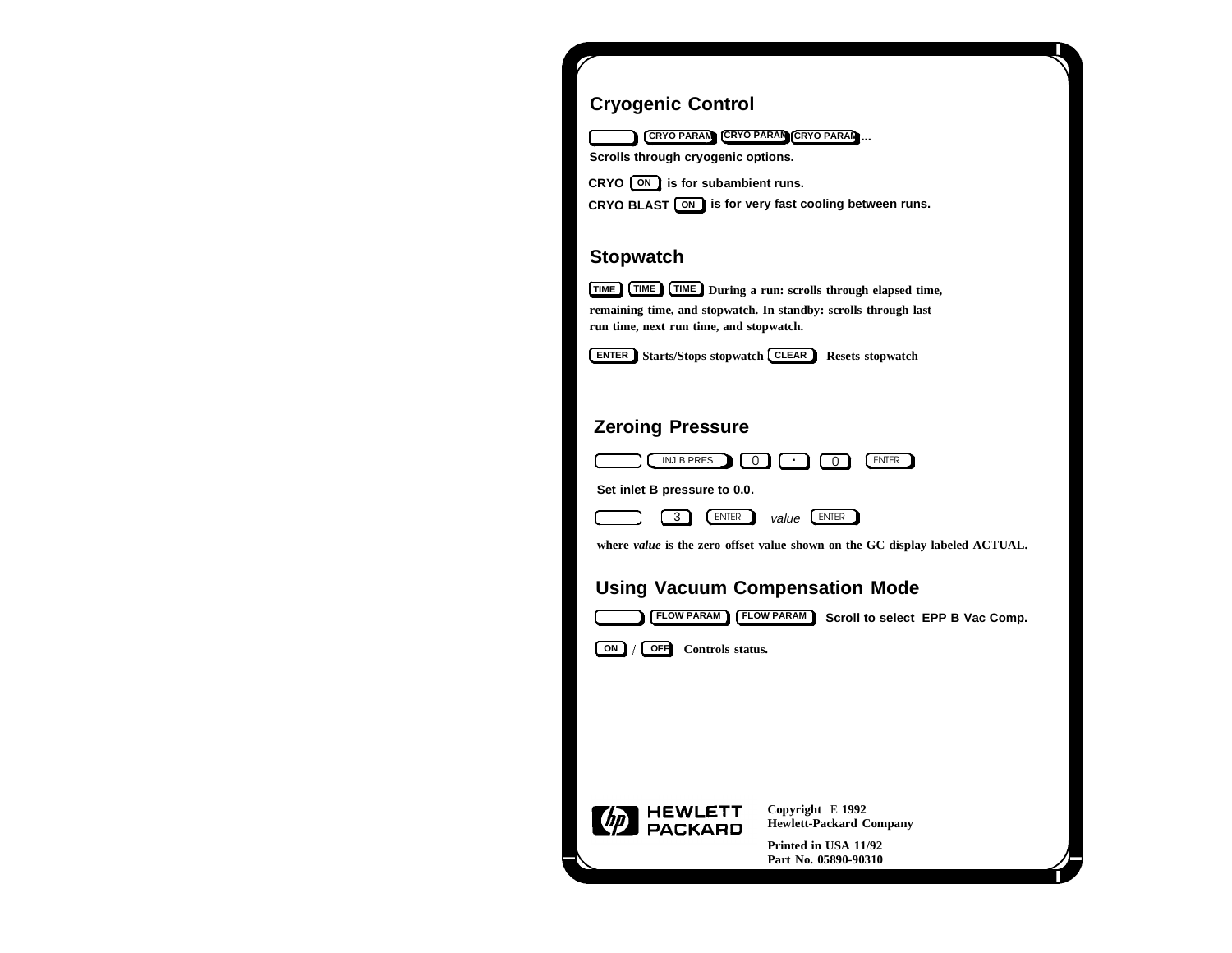## Cryogenic Control

[ ] [CRYO PARAM] [CRYO PARAM] [CRYO PARAM] ...

**Scrolls through cryogenic options.**

**CRYO [ON] is for subambient runs.**

**CRYO BLAST [ON] is for very fast cooling between runs.**

## Stopwatch

[TIME] [TIME] [TIME] **During a run: scrolls through elapsed time, remaining time, and stopwatch. In standby: scrolls through last run time, next run time, and stopwatch.**

[ENTER] **Starts/Stops stopwatch** [CLEAR] **Resets stopwatch**

## Zeroing Pressure

[ ] [INJ B PRES] [0] [.] [0] [ENTER]

**Set inlet B pressure to 0.0.**

[ ] [3] [ENTER] *value* [ENTER]

**where *value* is the zero offset value shown on the GC display labeled ACTUAL.**

## Using Vacuum Compensation Mode

[ ] [FLOW PARAM] [FLOW PARAM] **Scroll to select EPP B Vac Comp.**

[ON] / [OFF] **Controls status.**

HEWLETT PACKARD

**Copyright © 1992**
**Hewlett-Packard Company**

**Printed in USA 11/92**
**Part No. 05890-90310**